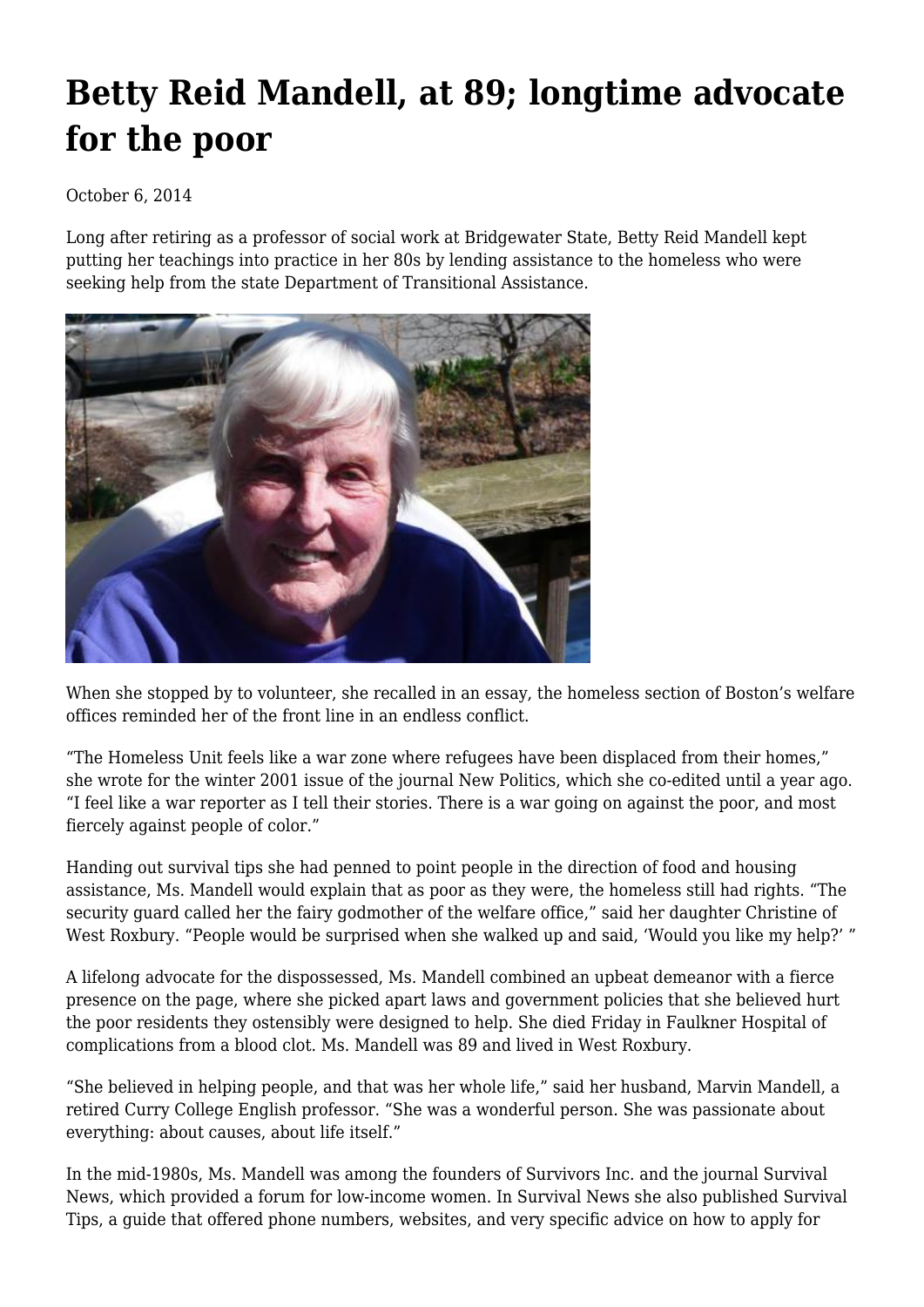# Betty Reid Mandell, at 89; longtime advocate for the poor

October 6, 2014

Long after retiring as a professor of social work at Bridgewater State, Betty Reid Mandell kept putting her teachings into practice in her 80s by lending assistance to the homeless who were seeking help from the state Department of Transitional Assistance.

When she stopped by to volunteer, she recalled in an essay, the homeless section of Boston's welfare offices reminded her of the front line in an endless conflict.

"The Homeless Unit feels like a war zone where refugees have been displaced from their homes," she wrote for the winter 2001 issue of the journal New Politics, which she co-edited until a year ago. "I feel like a war reporter as I tell their stories. There is a war going on against the poor, and most fiercely against people of color."

Handing out survival tips she had penned to point people in the direction of food and housing assistance, Ms. Mandell would explain that as poor as they were, the homeless still had rights. "The security guard called her the fairy godmother of the welfare office," said her daughter Christine of West Roxbury. "People would be surprised when she walked up and said, 'Would you like my help?' "

A lifelong advocate for the dispossessed, Ms. Mandell combined an upbeat demeanor with a fierce presence on the page, where she picked apart laws and government policies that she believed hurt the poor residents they ostensibly were designed to help. She died Friday in Faulkner Hospital of complications from a blood clot. Ms. Mandell was 89 and lived in West Roxbury.

"She believed in helping people, and that was her whole life," said her husband, Marvin Mandell, a retired Curry College English professor. "She was a wonderful person. She was passionate about everything: about causes, about life itself."

In the mid-1980s, Ms. Mandell was among the founders of Survivors Inc. and the journal Survival News, which provided a forum for low-income women. In Survival News she also published Survival Tips, a guide that offered phone numbers, websites, and very specific advice on how to apply for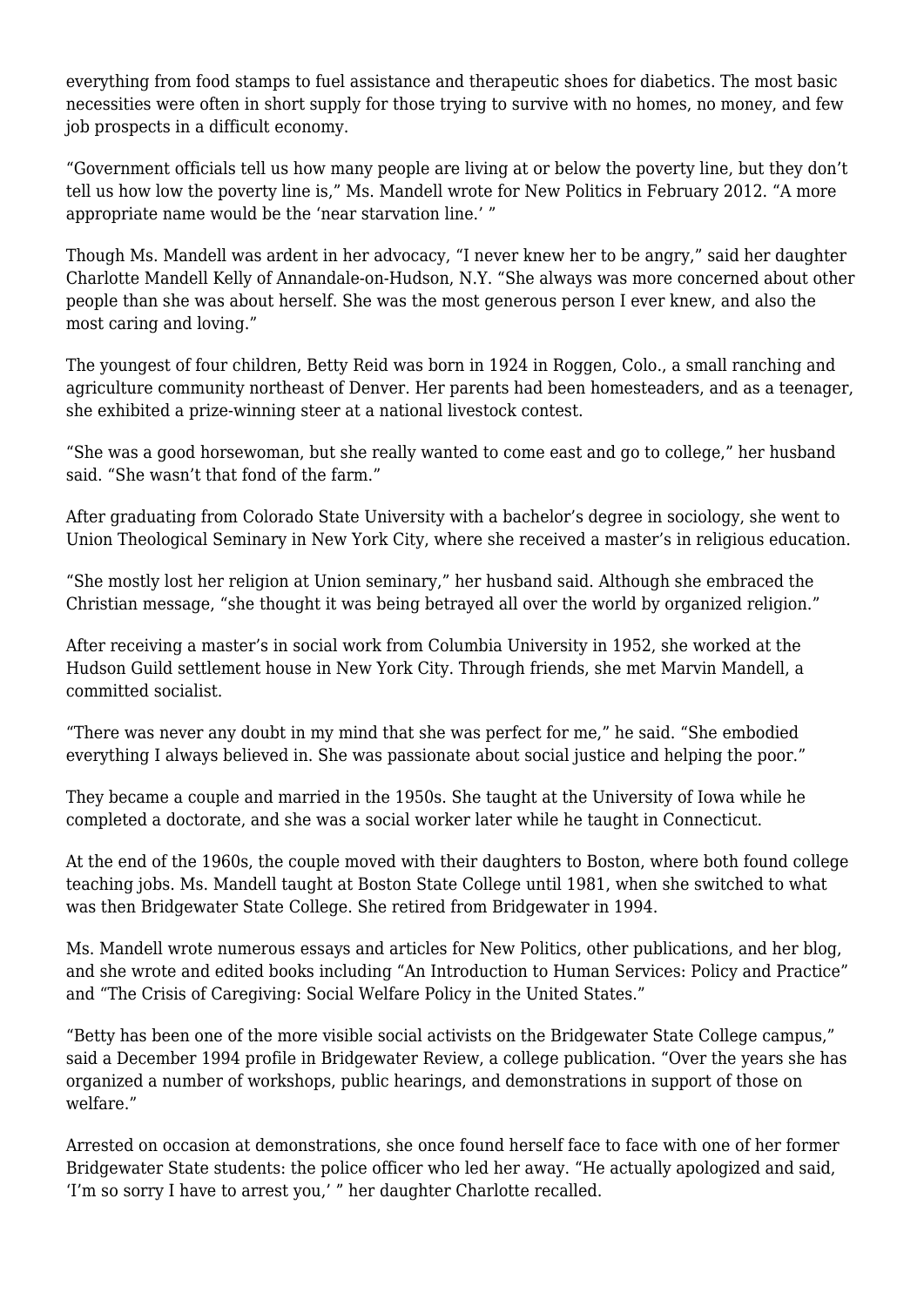everything from food stamps to fuel assistance and therapeutic shoes for diabetics. The most basic necessities were often in short supply for those trying to survive with no homes, no money, and few job prospects in a difficult economy.

"Government officials tell us how many people are living at or below the poverty line, but they don't tell us how low the poverty line is," Ms. Mandell wrote for New Politics in February 2012. "A more appropriate name would be the 'near starvation line.' "

Though Ms. Mandell was ardent in her advocacy, "I never knew her to be angry," said her daughter Charlotte Mandell Kelly of Annandale-on-Hudson, N.Y. "She always was more concerned about other people than she was about herself. She was the most generous person I ever knew, and also the most caring and loving."

The youngest of four children, Betty Reid was born in 1924 in Roggen, Colo., a small ranching and agriculture community northeast of Denver. Her parents had been homesteaders, and as a teenager, she exhibited a prize-winning steer at a national livestock contest.

"She was a good horsewoman, but she really wanted to come east and go to college," her husband said. "She wasn't that fond of the farm."

After graduating from Colorado State University with a bachelor's degree in sociology, she went to Union Theological Seminary in New York City, where she received a master's in religious education.

"She mostly lost her religion at Union seminary," her husband said. Although she embraced the Christian message, "she thought it was being betrayed all over the world by organized religion."

After receiving a master's in social work from Columbia University in 1952, she worked at the Hudson Guild settlement house in New York City. Through friends, she met Marvin Mandell, a committed socialist.

"There was never any doubt in my mind that she was perfect for me," he said. "She embodied everything I always believed in. She was passionate about social justice and helping the poor."

They became a couple and married in the 1950s. She taught at the University of Iowa while he completed a doctorate, and she was a social worker later while he taught in Connecticut.

At the end of the 1960s, the couple moved with their daughters to Boston, where both found college teaching jobs. Ms. Mandell taught at Boston State College until 1981, when she switched to what was then Bridgewater State College. She retired from Bridgewater in 1994.

Ms. Mandell wrote numerous essays and articles for New Politics, other publications, and her blog, and she wrote and edited books including "An Introduction to Human Services: Policy and Practice" and "The Crisis of Caregiving: Social Welfare Policy in the United States."

"Betty has been one of the more visible social activists on the Bridgewater State College campus," said a December 1994 profile in Bridgewater Review, a college publication. "Over the years she has organized a number of workshops, public hearings, and demonstrations in support of those on welfare."

Arrested on occasion at demonstrations, she once found herself face to face with one of her former Bridgewater State students: the police officer who led her away. "He actually apologized and said, 'I'm so sorry I have to arrest you,' " her daughter Charlotte recalled.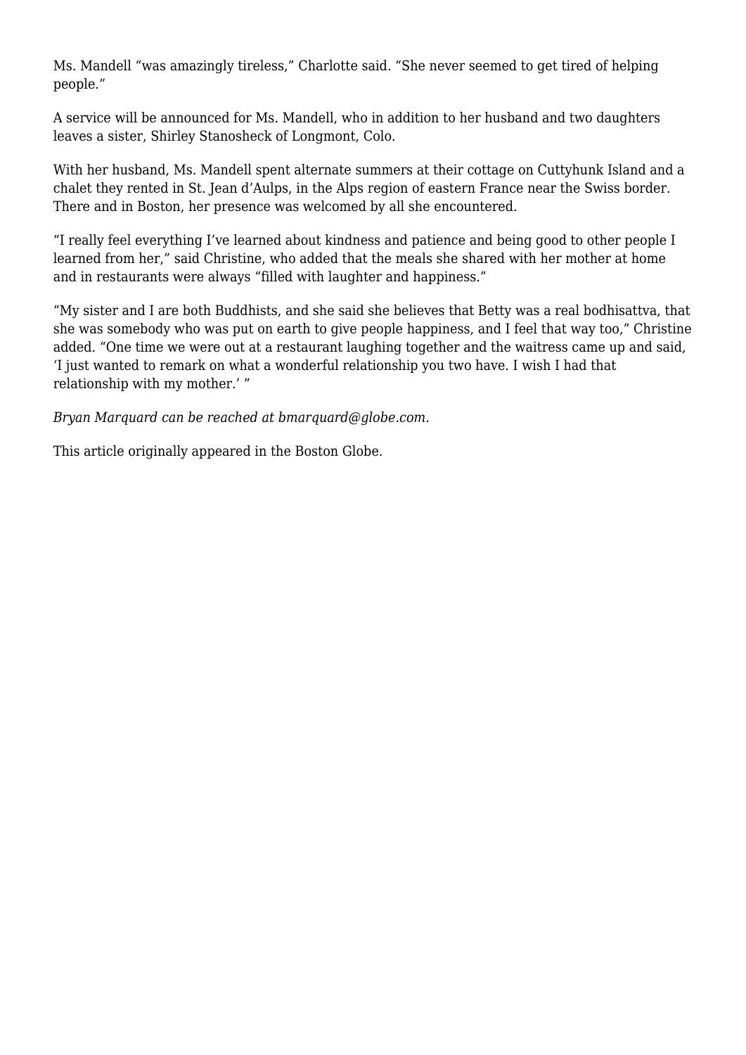Ms. Mandell "was amazingly tireless," Charlotte said. "She never seemed to get tired of helping people."

A service will be announced for Ms. Mandell, who in addition to her husband and two daughters leaves a sister, Shirley Stanosheck of Longmont, Colo.

With her husband, Ms. Mandell spent alternate summers at their cottage on Cuttyhunk Island and a chalet they rented in St. Jean d'Aulps, in the Alps region of eastern France near the Swiss border. There and in Boston, her presence was welcomed by all she encountered.

"I really feel everything I've learned about kindness and patience and being good to other people I learned from her," said Christine, who added that the meals she shared with her mother at home and in restaurants were always "filled with laughter and happiness."

"My sister and I are both Buddhists, and she said she believes that Betty was a real bodhisattva, that she was somebody who was put on earth to give people happiness, and I feel that way too," Christine added. "One time we were out at a restaurant laughing together and the waitress came up and said, 'I just wanted to remark on what a wonderful relationship you two have. I wish I had that relationship with my mother.' "

*Bryan Marquard can be reached at bmarquard@globe.com.*

This article originally appeared in the Boston Globe.